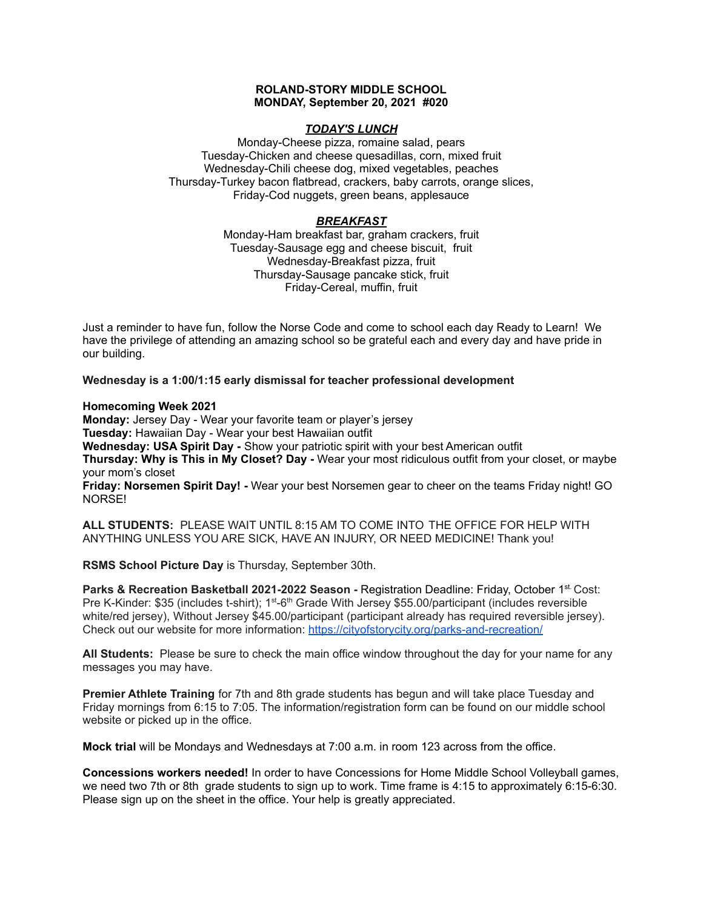**ROLAND-STORY MIDDLE SCHOOL**
**MONDAY, September 20, 2021 #020**

***TODAY'S LUNCH***

Monday-Cheese pizza, romaine salad, pears
Tuesday-Chicken and cheese quesadillas, corn, mixed fruit
Wednesday-Chili cheese dog, mixed vegetables, peaches
Thursday-Turkey bacon flatbread, crackers, baby carrots, orange slices,
Friday-Cod nuggets, green beans, applesauce

***BREAKFAST***

Monday-Ham breakfast bar, graham crackers, fruit
Tuesday-Sausage egg and cheese biscuit, fruit
Wednesday-Breakfast pizza, fruit
Thursday-Sausage pancake stick, fruit
Friday-Cereal, muffin, fruit

Just a reminder to have fun, follow the Norse Code and come to school each day Ready to Learn! We have the privilege of attending an amazing school so be grateful each and every day and have pride in our building.

**Wednesday is a 1:00/1:15 early dismissal for teacher professional development**

**Homecoming Week 2021**
**Monday:** Jersey Day - Wear your favorite team or player's jersey
**Tuesday:** Hawaiian Day - Wear your best Hawaiian outfit
**Wednesday: USA Spirit Day -** Show your patriotic spirit with your best American outfit
**Thursday: Why is This in My Closet? Day -** Wear your most ridiculous outfit from your closet, or maybe your mom's closet
**Friday: Norsemen Spirit Day! -** Wear your best Norsemen gear to cheer on the teams Friday night! GO NORSE!

**ALL STUDENTS:** PLEASE WAIT UNTIL 8:15 AM TO COME INTO THE OFFICE FOR HELP WITH ANYTHING UNLESS YOU ARE SICK, HAVE AN INJURY, OR NEED MEDICINE! Thank you!

**RSMS School Picture Day** is Thursday, September 30th.

**Parks & Recreation Basketball 2021-2022 Season -** Registration Deadline: Friday, October 1st. Cost: Pre K-Kinder: $35 (includes t-shirt); 1st-6th Grade With Jersey $55.00/participant (includes reversible white/red jersey), Without Jersey $45.00/participant (participant already has required reversible jersey). Check out our website for more information: https://cityofstorycity.org/parks-and-recreation/

**All Students:** Please be sure to check the main office window throughout the day for your name for any messages you may have.

**Premier Athlete Training** for 7th and 8th grade students has begun and will take place Tuesday and Friday mornings from 6:15 to 7:05. The information/registration form can be found on our middle school website or picked up in the office.

**Mock trial** will be Mondays and Wednesdays at 7:00 a.m. in room 123 across from the office.

**Concessions workers needed!** In order to have Concessions for Home Middle School Volleyball games, we need two 7th or 8th grade students to sign up to work. Time frame is 4:15 to approximately 6:15-6:30. Please sign up on the sheet in the office. Your help is greatly appreciated.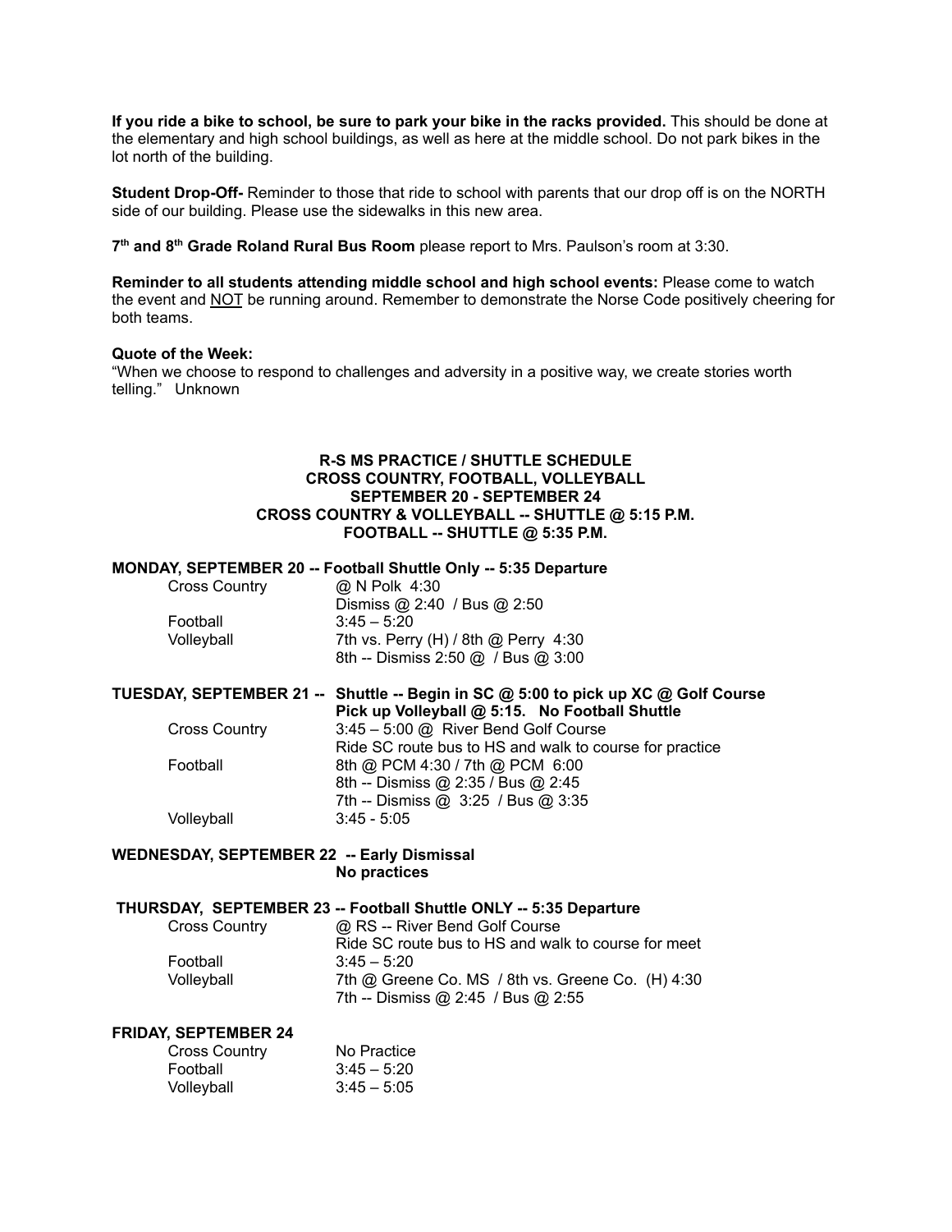**If you ride a bike to school, be sure to park your bike in the racks provided.** This should be done at the elementary and high school buildings, as well as here at the middle school. Do not park bikes in the lot north of the building.

**Student Drop-Off-** Reminder to those that ride to school with parents that our drop off is on the NORTH side of our building. Please use the sidewalks in this new area.

**7th and 8th Grade Roland Rural Bus Room** please report to Mrs. Paulson's room at 3:30.

**Reminder to all students attending middle school and high school events:** Please come to watch the event and NOT be running around. Remember to demonstrate the Norse Code positively cheering for both teams.

**Quote of the Week:**
"When we choose to respond to challenges and adversity in a positive way, we create stories worth telling." Unknown

### R-S MS PRACTICE / SHUTTLE SCHEDULE
### CROSS COUNTRY, FOOTBALL, VOLLEYBALL
### SEPTEMBER 20 - SEPTEMBER 24
### CROSS COUNTRY & VOLLEYBALL -- SHUTTLE @ 5:15 P.M.
### FOOTBALL -- SHUTTLE @ 5:35 P.M.

**MONDAY, SEPTEMBER 20 -- Football Shuttle Only -- 5:35 Departure**

| | |
|---|---|
| Cross Country | @ N Polk 4:30<br>Dismiss @ 2:40 / Bus @ 2:50 |
| Football | 3:45 – 5:20 |
| Volleyball | 7th vs. Perry (H) / 8th @ Perry 4:30<br>8th -- Dismiss 2:50 @ / Bus @ 3:00 |

**TUESDAY, SEPTEMBER 21 -- Shuttle -- Begin in SC @ 5:00 to pick up XC @ Golf Course Pick up Volleyball @ 5:15. No Football Shuttle**

| | |
|---|---|
| Cross Country | 3:45 – 5:00 @ River Bend Golf Course<br>Ride SC route bus to HS and walk to course for practice |
| Football | 8th @ PCM 4:30 / 7th @ PCM 6:00<br>8th -- Dismiss @ 2:35 / Bus @ 2:45<br>7th -- Dismiss @ 3:25 / Bus @ 3:35 |
| Volleyball | 3:45 - 5:05 |

**WEDNESDAY, SEPTEMBER 22 -- Early Dismissal**
**No practices**

**THURSDAY, SEPTEMBER 23 -- Football Shuttle ONLY -- 5:35 Departure**

| | |
|---|---|
| Cross Country | @ RS -- River Bend Golf Course<br>Ride SC route bus to HS and walk to course for meet |
| Football | 3:45 – 5:20 |
| Volleyball | 7th @ Greene Co. MS / 8th vs. Greene Co. (H) 4:30<br>7th -- Dismiss @ 2:45 / Bus @ 2:55 |

**FRIDAY, SEPTEMBER 24**

| | |
|---|---|
| Cross Country | No Practice |
| Football | 3:45 – 5:20 |
| Volleyball | 3:45 – 5:05 |